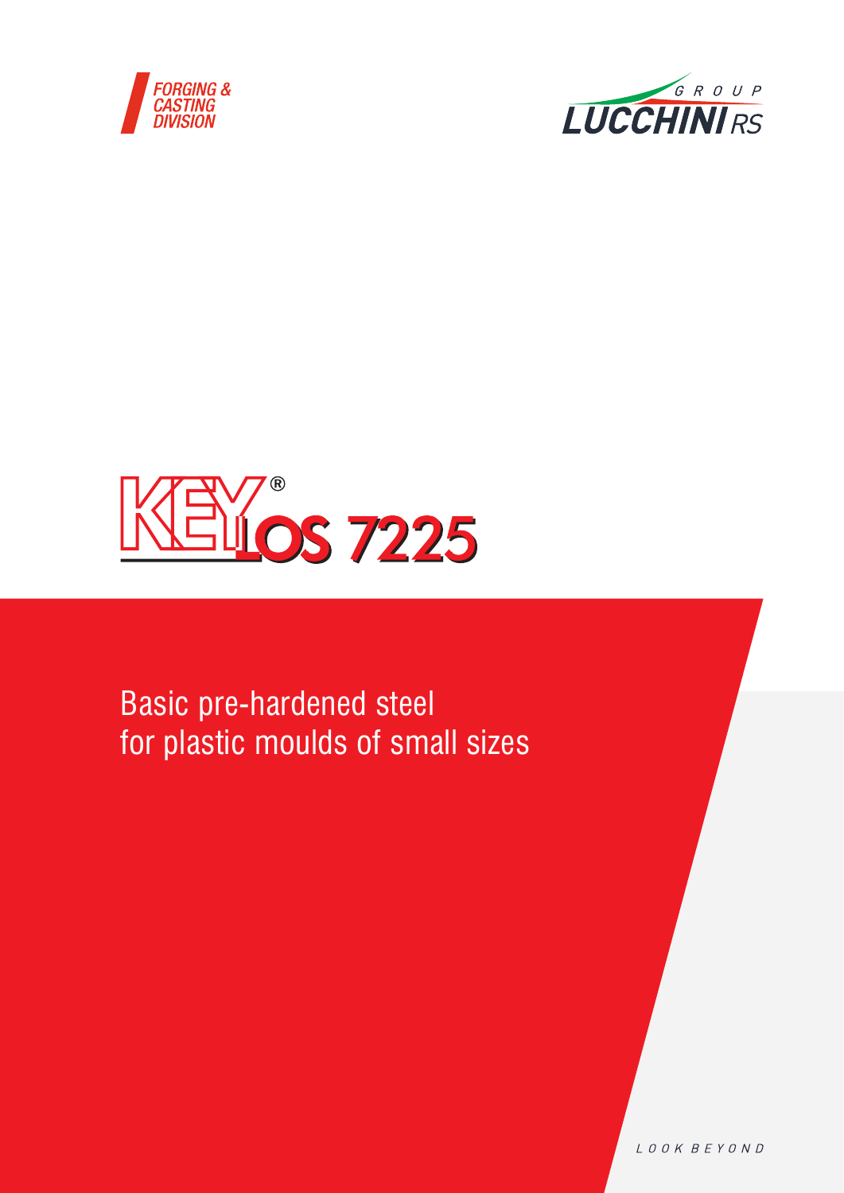FORGING & CASTING DIVISION

GROUP LUCCHINI RS

# KEYLOS 7225®

## Basic pre-hardened steel for plastic moulds of small sizes

LOOK BEYOND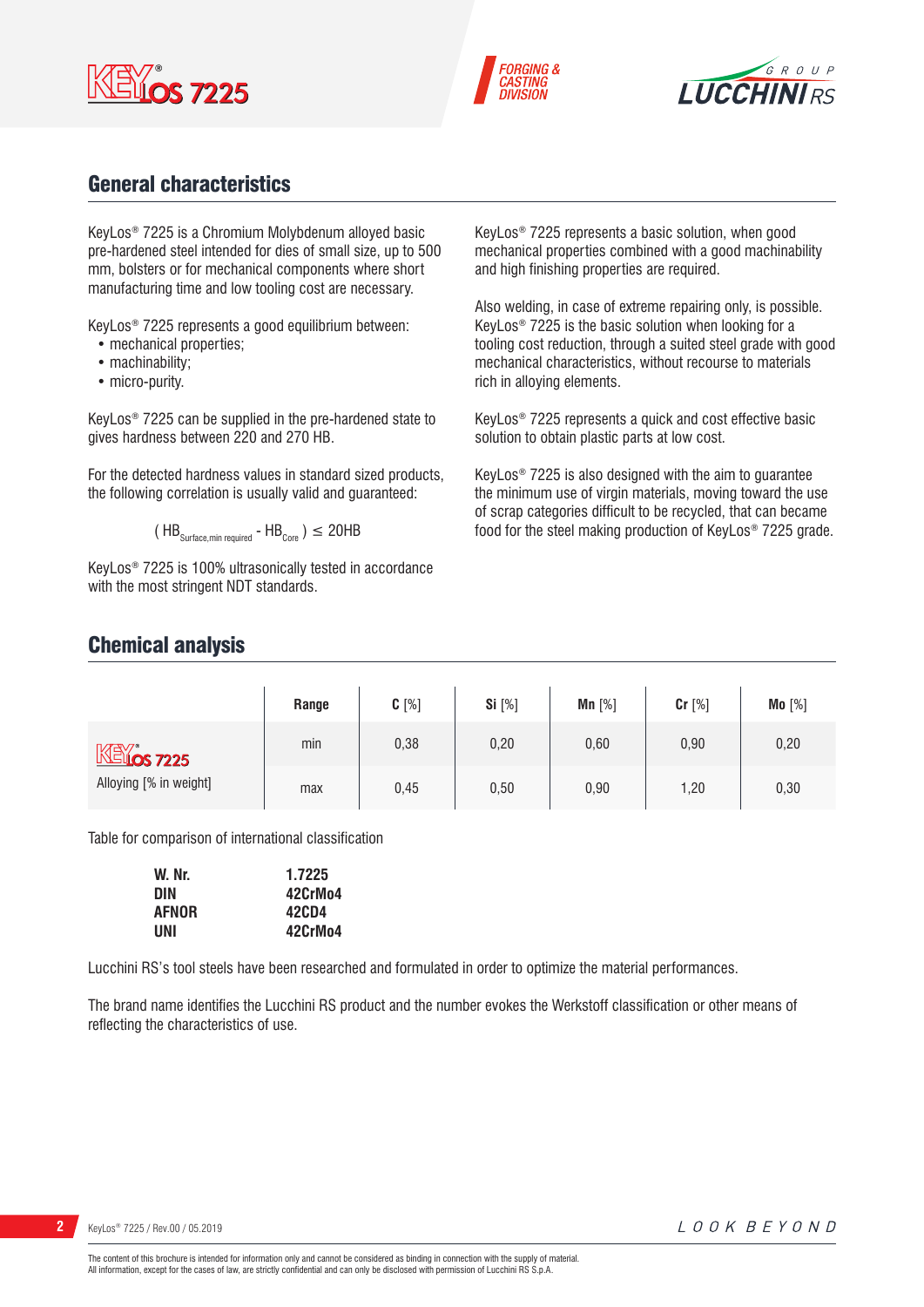## General characteristics

KeyLos® 7225 is a Chromium Molybdenum alloyed basic pre-hardened steel intended for dies of small size, up to 500 mm, bolsters or for mechanical components where short manufacturing time and low tooling cost are necessary.

KeyLos® 7225 represents a good equilibrium between:

- mechanical properties;
- machinability;
- micro-purity.

KeyLos® 7225 can be supplied in the pre-hardened state to gives hardness between 220 and 270 HB.

For the detected hardness values in standard sized products, the following correlation is usually valid and guaranteed:

$$( HB_{Surface,min\ required} - HB_{Core} ) \leq 20HB$$

KeyLos® 7225 is 100% ultrasonically tested in accordance with the most stringent NDT standards.

KeyLos® 7225 represents a basic solution, when good mechanical properties combined with a good machinability and high finishing properties are required.

Also welding, in case of extreme repairing only, is possible. KeyLos® 7225 is the basic solution when looking for a tooling cost reduction, through a suited steel grade with good mechanical characteristics, without recourse to materials rich in alloying elements.

KeyLos® 7225 represents a quick and cost effective basic solution to obtain plastic parts at low cost.

KeyLos® 7225 is also designed with the aim to guarantee the minimum use of virgin materials, moving toward the use of scrap categories difficult to be recycled, that can became food for the steel making production of KeyLos® 7225 grade.

## Chemical analysis

| | Range | C [%] | Si [%] | Mn [%] | Cr [%] | Mo [%] |
|---|---|---|---|---|---|---|
| KeyLos 7225 | min | 0,38 | 0,20 | 0,60 | 0,90 | 0,20 |
| Alloying [% in weight] | max | 0,45 | 0,50 | 0,90 | 1,20 | 0,30 |

Table for comparison of international classification

| | |
|---|---|
| **W. Nr.** | **1.7225** |
| **DIN** | **42CrMo4** |
| **AFNOR** | **42CD4** |
| **UNI** | **42CrMo4** |

Lucchini RS's tool steels have been researched and formulated in order to optimize the material performances.

The brand name identifies the Lucchini RS product and the number evokes the Werkstoff classification or other means of reflecting the characteristics of use.

The content of this brochure is intended for information only and cannot be considered as binding in connection with the supply of material.
All information, except for the cases of law, are strictly confidential and can only be disclosed with permission of Lucchini RS S.p.A.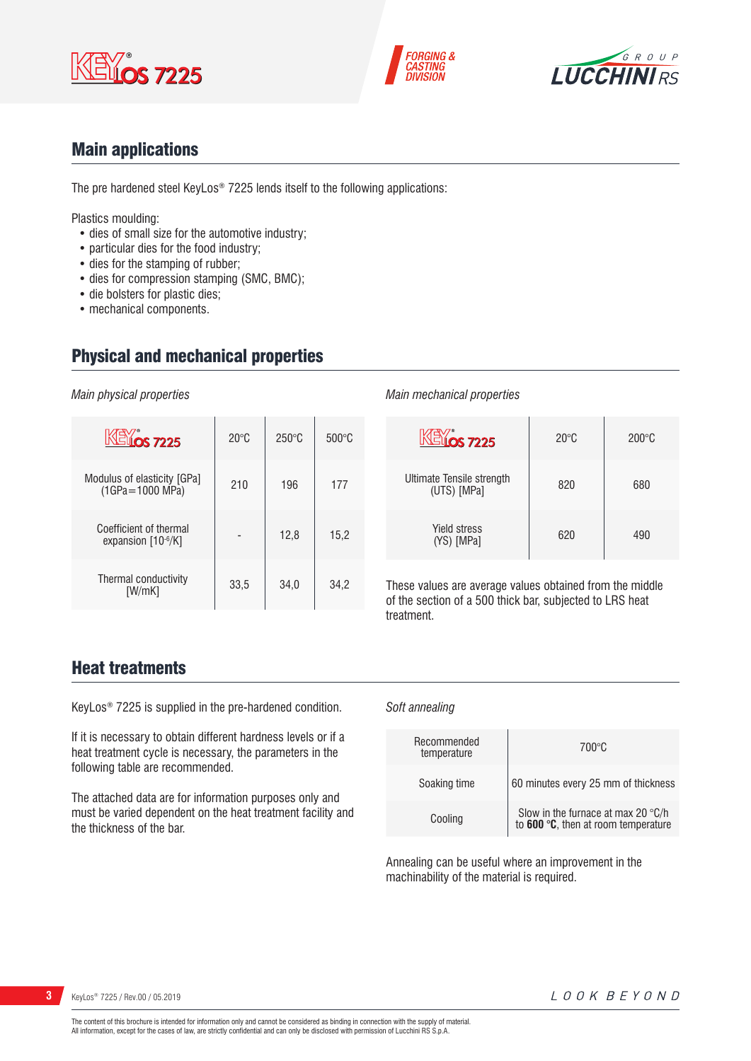## Main applications

The pre hardened steel KeyLos® 7225 lends itself to the following applications:

Plastics moulding:
- dies of small size for the automotive industry;
- particular dies for the food industry;
- dies for the stamping of rubber;
- dies for compression stamping (SMC, BMC);
- die bolsters for plastic dies;
- mechanical components.

## Physical and mechanical properties

*Main physical properties*

| KeyLos 7225 | 20°C | 250°C | 500°C |
|---|---|---|---|
| Modulus of elasticity [GPa] (1GPa=1000 MPa) | 210 | 196 | 177 |
| Coefficient of thermal expansion [$10^{-6}$/K] | - | 12,8 | 15,2 |
| Thermal conductivity [W/mK] | 33,5 | 34,0 | 34,2 |

*Main mechanical properties*

| KeyLos 7225 | 20°C | 200°C |
|---|---|---|
| Ultimate Tensile strength (UTS) [MPa] | 820 | 680 |
| Yield stress (YS) [MPa] | 620 | 490 |

These values are average values obtained from the middle of the section of a 500 thick bar, subjected to LRS heat treatment.

## Heat treatments

KeyLos® 7225 is supplied in the pre-hardened condition.

If it is necessary to obtain different hardness levels or if a heat treatment cycle is necessary, the parameters in the following table are recommended.

The attached data are for information purposes only and must be varied dependent on the heat treatment facility and the thickness of the bar.

*Soft annealing*

| | |
|---|---|
| Recommended temperature | 700°C |
| Soaking time | 60 minutes every 25 mm of thickness |
| Cooling | Slow in the furnace at max 20 °C/h to **600 °C**, then at room temperature |

Annealing can be useful where an improvement in the machinability of the material is required.

The content of this brochure is intended for information only and cannot be considered as binding in connection with the supply of material.
All information, except for the cases of law, are strictly confidential and can only be disclosed with permission of Lucchini RS S.p.A.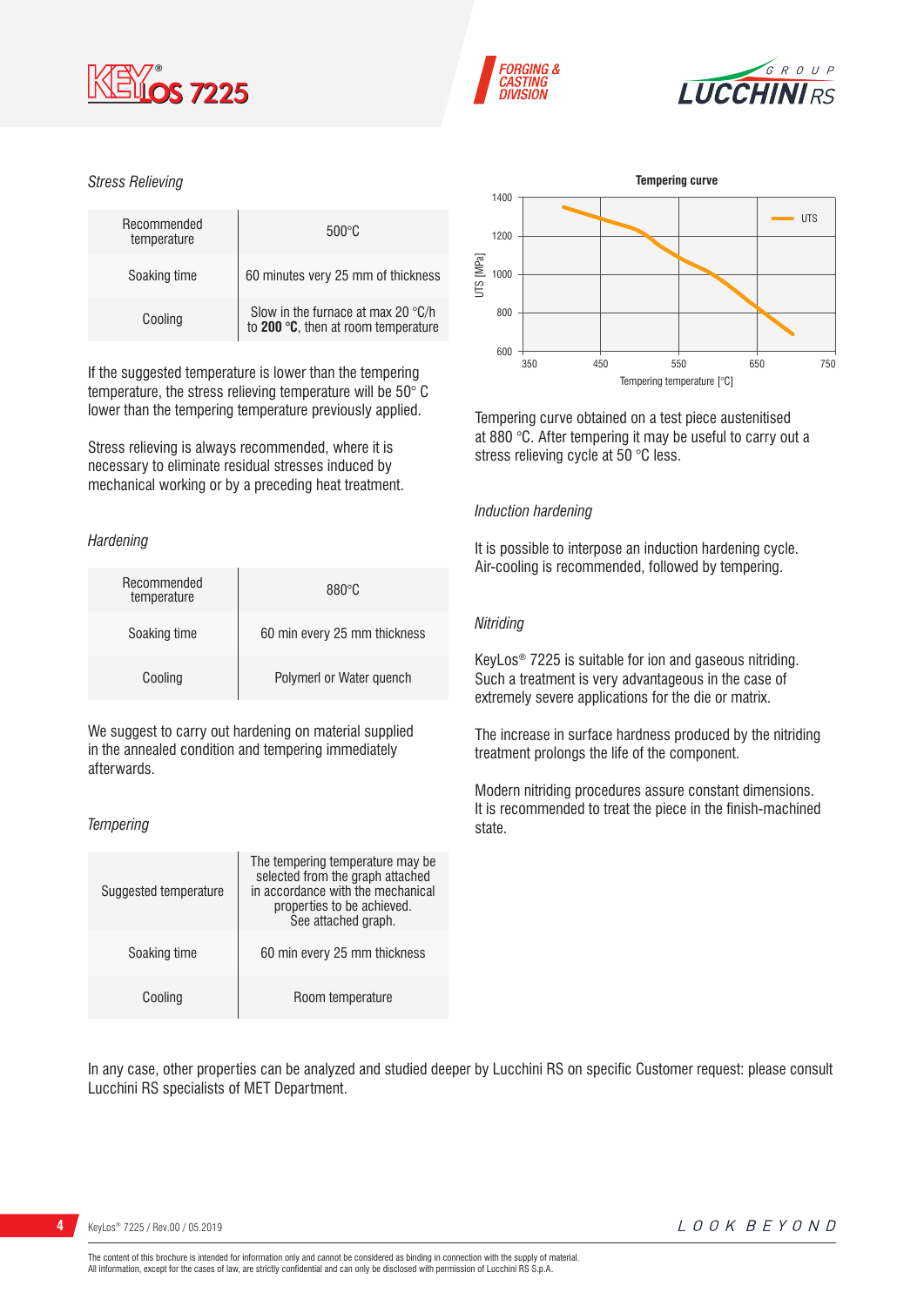### *Stress Relieving*

| | |
|---|---|
| Recommended temperature | 500°C |
| Soaking time | 60 minutes very 25 mm of thickness |
| Cooling | Slow in the furnace at max 20 °C/h to **200 °C**, then at room temperature |

If the suggested temperature is lower than the tempering temperature, the stress relieving temperature will be 50° C lower than the tempering temperature previously applied.

Stress relieving is always recommended, where it is necessary to eliminate residual stresses induced by mechanical working or by a preceding heat treatment.

### *Hardening*

| | |
|---|---|
| Recommended temperature | 880°C |
| Soaking time | 60 min every 25 mm thickness |
| Cooling | Polymerl or Water quench |

We suggest to carry out hardening on material supplied in the annealed condition and tempering immediately afterwards.

### *Tempering*

| | |
|---|---|
| Suggested temperature | The tempering temperature may be selected from the graph attached in accordance with the mechanical properties to be achieved. See attached graph. |
| Soaking time | 60 min every 25 mm thickness |
| Cooling | Room temperature |

**Tempering curve**

Tempering curve obtained on a test piece austenitised at 880 °C. After tempering it may be useful to carry out a stress relieving cycle at 50 °C less.

### *Induction hardening*

It is possible to interpose an induction hardening cycle. Air-cooling is recommended, followed by tempering.

### *Nitriding*

KeyLos® 7225 is suitable for ion and gaseous nitriding. Such a treatment is very advantageous in the case of extremely severe applications for the die or matrix.

The increase in surface hardness produced by the nitriding treatment prolongs the life of the component.

Modern nitriding procedures assure constant dimensions. It is recommended to treat the piece in the finish-machined state.

In any case, other properties can be analyzed and studied deeper by Lucchini RS on specific Customer request: please consult Lucchini RS specialists of MET Department.

The content of this brochure is intended for information only and cannot be considered as binding in connection with the supply of material.
All information, except for the cases of law, are strictly confidential and can only be disclosed with permission of Lucchini RS S.p.A.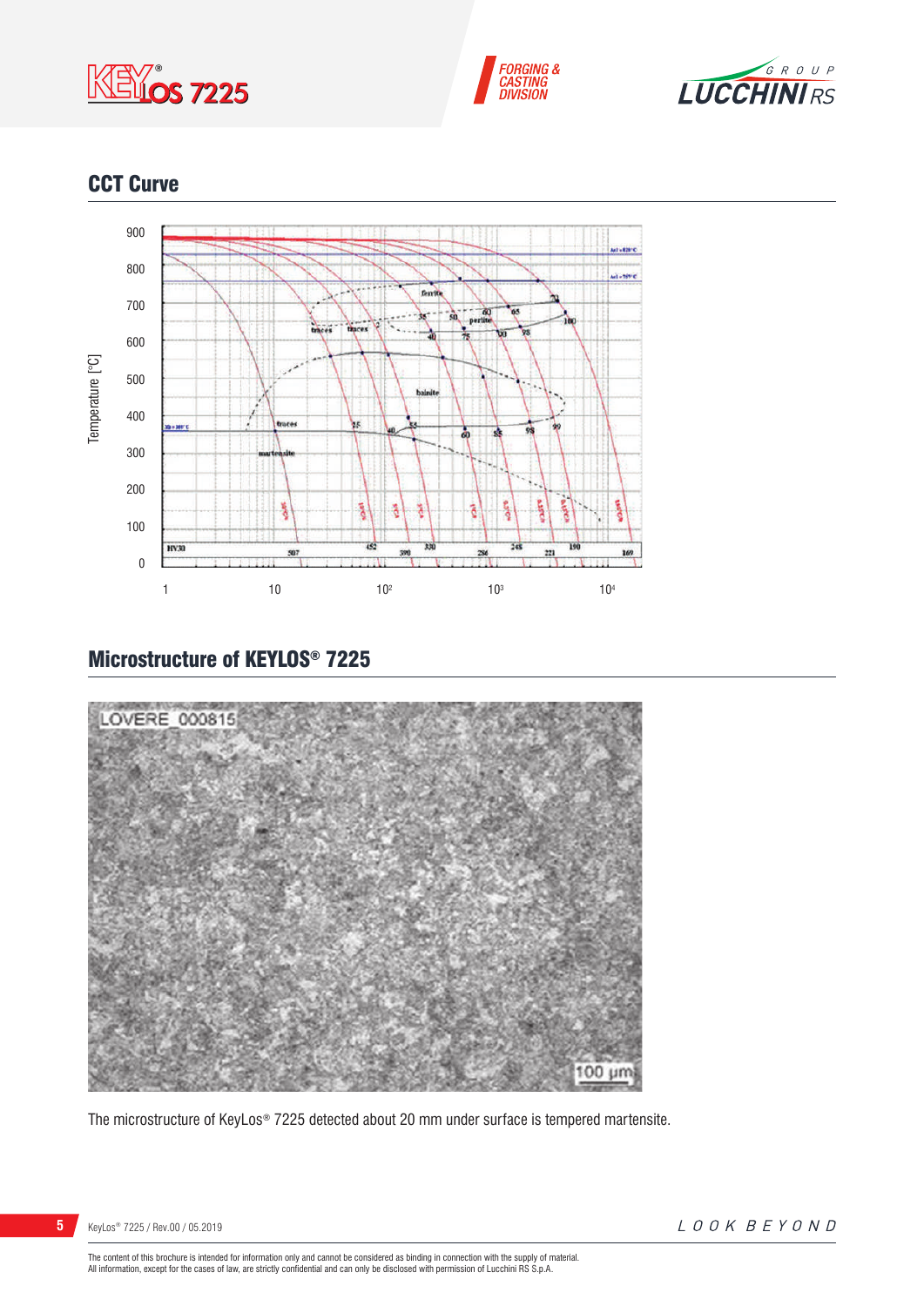## CCT Curve

## Microstructure of KEYLOS® 7225

The microstructure of KeyLos® 7225 detected about 20 mm under surface is tempered martensite.

The content of this brochure is intended for information only and cannot be considered as binding in connection with the supply of material.
All information, except for the cases of law, are strictly confidential and can only be disclosed with permission of Lucchini RS S.p.A.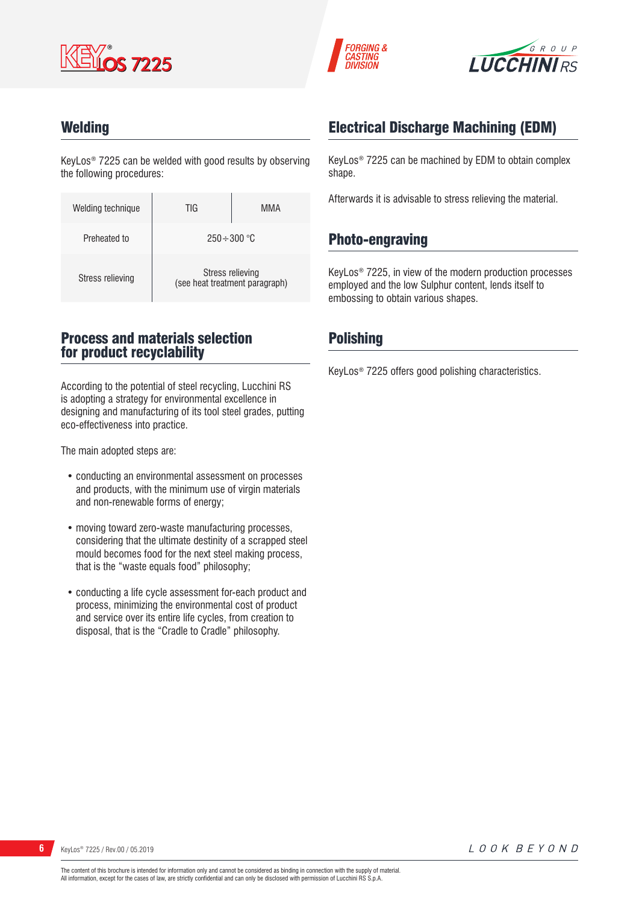## Welding

KeyLos® 7225 can be welded with good results by observing the following procedures:

| | | |
|---|---|---|
| Welding technique | TIG | MMA |
| Preheated to | 250÷300 °C | |
| Stress relieving | Stress relieving (see heat treatment paragraph) | |

## Process and materials selection for product recyclability

According to the potential of steel recycling, Lucchini RS is adopting a strategy for environmental excellence in designing and manufacturing of its tool steel grades, putting eco-effectiveness into practice.

The main adopted steps are:

- conducting an environmental assessment on processes and products, with the minimum use of virgin materials and non-renewable forms of energy;
- moving toward zero-waste manufacturing processes, considering that the ultimate destinity of a scrapped steel mould becomes food for the next steel making process, that is the “waste equals food” philosophy;
- conducting a life cycle assessment for-each product and process, minimizing the environmental cost of product and service over its entire life cycles, from creation to disposal, that is the “Cradle to Cradle” philosophy.

## Electrical Discharge Machining (EDM)

KeyLos® 7225 can be machined by EDM to obtain complex shape.

Afterwards it is advisable to stress relieving the material.

## Photo-engraving

KeyLos® 7225, in view of the modern production processes employed and the low Sulphur content, lends itself to embossing to obtain various shapes.

## Polishing

KeyLos® 7225 offers good polishing characteristics.

The content of this brochure is intended for information only and cannot be considered as binding in connection with the supply of material.
All information, except for the cases of law, are strictly confidential and can only be disclosed with permission of Lucchini RS S.p.A.